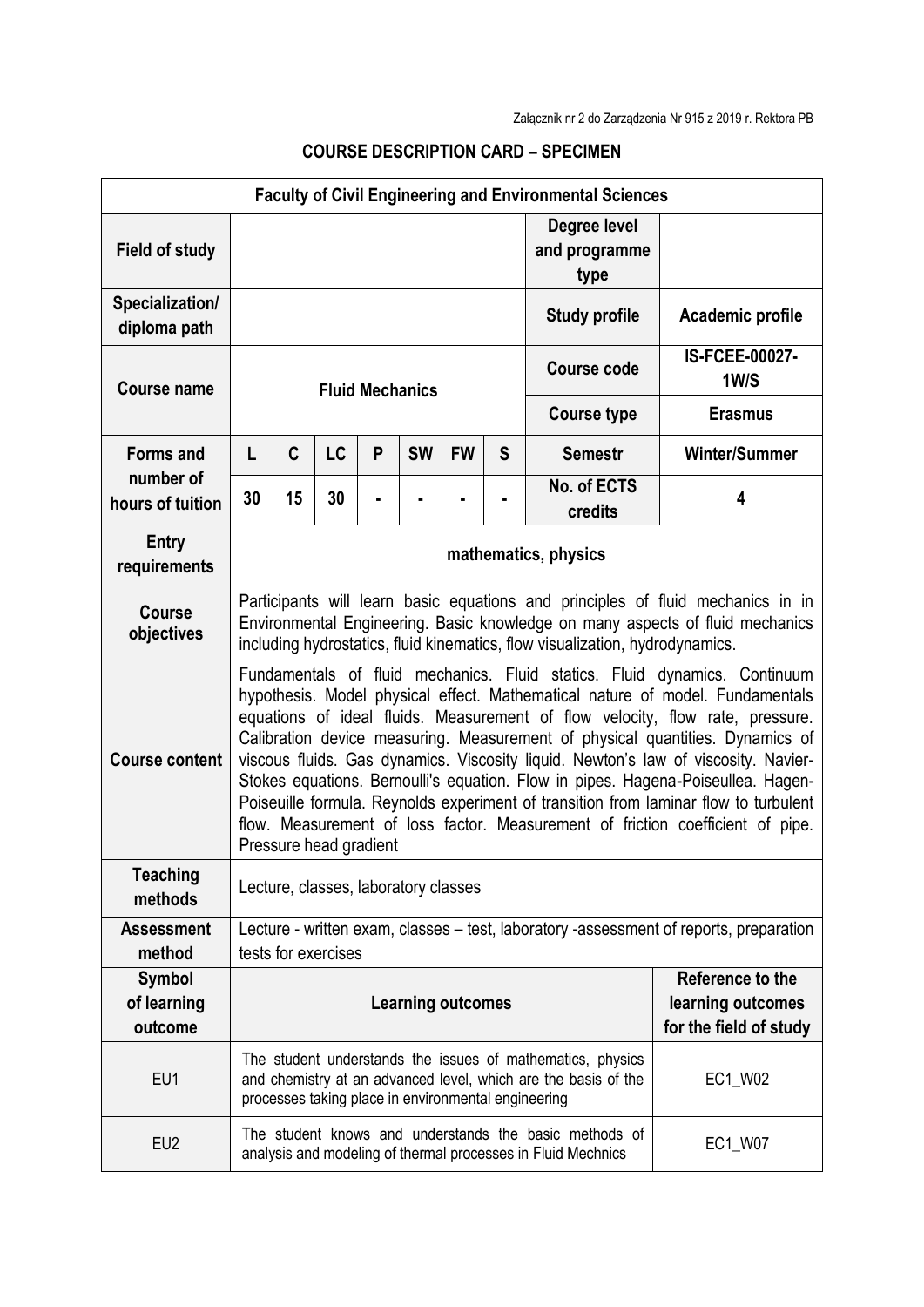Załącznik nr 2 do Zarządzenia Nr 915 z 2019 r. Rektora PB

## COURSE DESCRIPTION CARD – SPECIMEN

| Faculty of Civil Engineering and Environmental Sciences | | | | | | | | | |
|---|---|---|---|---|---|---|---|---|---|
| **Field of study** | | | | | | | | **Degree level and programme type** | |
| **Specialization/ diploma path** | | | | | | | | **Study profile** | **Academic profile** |
| **Course name** | **Fluid Mechanics** | | | | | | | **Course code** | **IS-FCEE-00027-1W/S** |
| | | | | | | | | **Course type** | **Erasmus** |
| **Forms and number of hours of tuition** | **L** | **C** | **LC** | **P** | **SW** | **FW** | **S** | **Semestr** | **Winter/Summer** |
| | **30** | **15** | **30** | **-** | **-** | **-** | **-** | **No. of ECTS credits** | **4** |
| **Entry requirements** | **mathematics, physics** | | | | | | | | |
| **Course objectives** | Participants will learn basic equations and principles of fluid mechanics in in Environmental Engineering. Basic knowledge on many aspects of fluid mechanics including hydrostatics, fluid kinematics, flow visualization, hydrodynamics. | | | | | | | | |
| **Course content** | Fundamentals of fluid mechanics. Fluid statics. Fluid dynamics. Continuum hypothesis. Model physical effect. Mathematical nature of model. Fundamentals equations of ideal fluids. Measurement of flow velocity, flow rate, pressure. Calibration device measuring. Measurement of physical quantities. Dynamics of viscous fluids. Gas dynamics. Viscosity liquid. Newton's law of viscosity. Navier-Stokes equations. Bernoulli's equation. Flow in pipes. Hagena-Poiseullea. Hagen-Poiseuille formula. Reynolds experiment of transition from laminar flow to turbulent flow. Measurement of loss factor. Measurement of friction coefficient of pipe. Pressure head gradient | | | | | | | | |
| **Teaching methods** | Lecture, classes, laboratory classes | | | | | | | | |
| **Assessment method** | Lecture - written exam, classes – test, laboratory -assessment of reports, preparation tests for exercises | | | | | | | | |
| **Symbol of learning outcome** | **Learning outcomes** | | | | | | | | **Reference to the learning outcomes for the field of study** |
| EU1 | The student understands the issues of mathematics, physics and chemistry at an advanced level, which are the basis of the processes taking place in environmental engineering | | | | | | | | EC1_W02 |
| EU2 | The student knows and understands the basic methods of analysis and modeling of thermal processes in Fluid Mechnics | | | | | | | | EC1_W07 |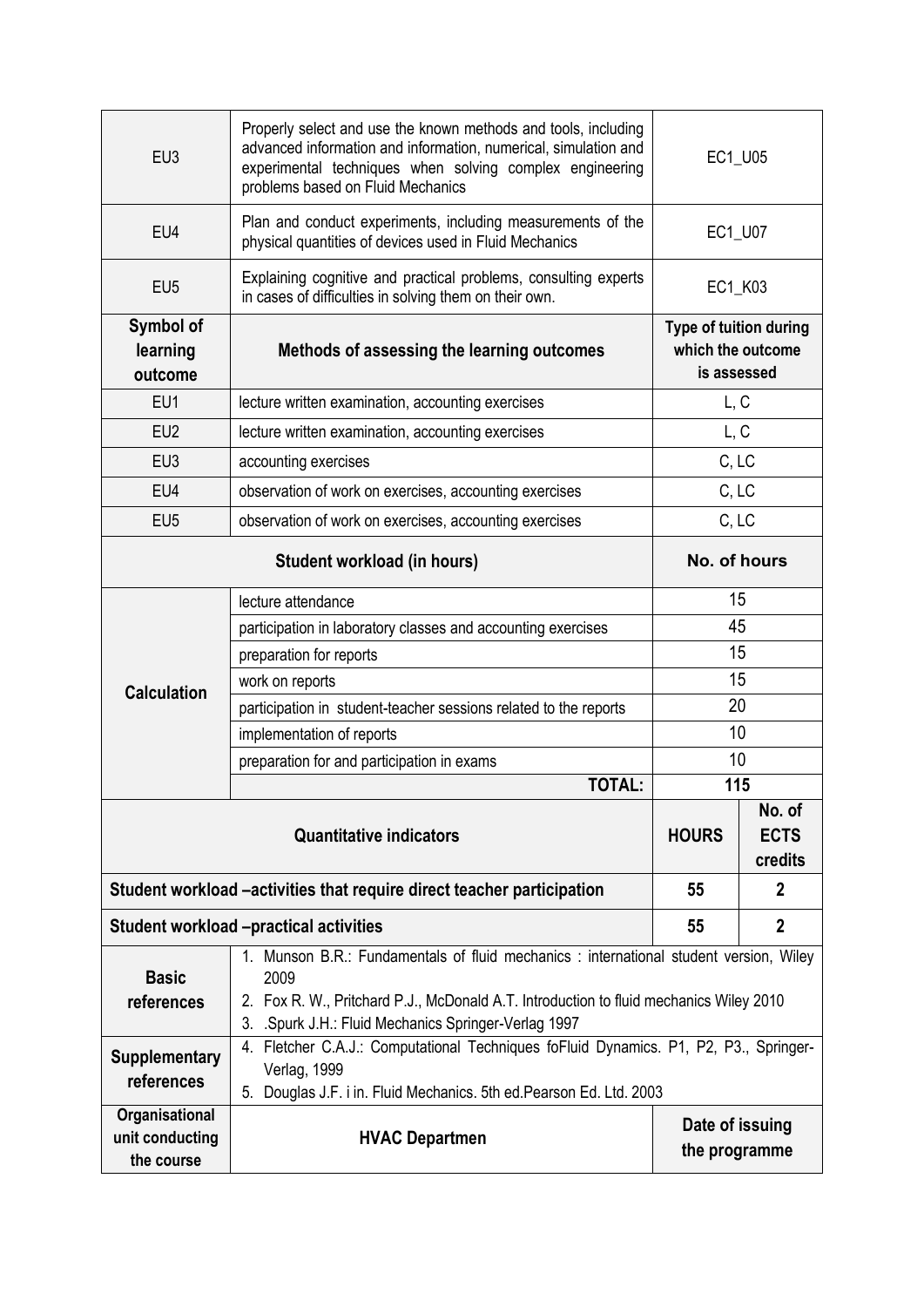| EU3 | Properly select and use the known methods and tools, including advanced information and information, numerical, simulation and experimental techniques when solving complex engineering problems based on Fluid Mechanics | EC1_U05 | |
|---|---|---|---|
| EU4 | Plan and conduct experiments, including measurements of the physical quantities of devices used in Fluid Mechanics | EC1_U07 | |
| EU5 | Explaining cognitive and practical problems, consulting experts in cases of difficulties in solving them on their own. | EC1_K03 | |
| **Symbol of learning outcome** | **Methods of assessing the learning outcomes** | **Type of tuition during which the outcome is assessed** | |
| EU1 | lecture written examination, accounting exercises | L, C | |
| EU2 | lecture written examination, accounting exercises | L, C | |
| EU3 | accounting exercises | C, LC | |
| EU4 | observation of work on exercises, accounting exercises | C, LC | |
| EU5 | observation of work on exercises, accounting exercises | C, LC | |
| **Student workload (in hours)** | | **No. of hours** | |
| **Calculation** | lecture attendance | 15 | |
| | participation in laboratory classes and accounting exercises | 45 | |
| | preparation for reports | 15 | |
| | work on reports | 15 | |
| | participation in student-teacher sessions related to the reports | 20 | |
| | implementation of reports | 10 | |
| | preparation for and participation in exams | 10 | |
| | **TOTAL:** | **115** | |
| **Quantitative indicators** | | **HOURS** | **No. of ECTS credits** |
| **Student workload –activities that require direct teacher participation** | | **55** | **2** |
| **Student workload –practical activities** | | **55** | **2** |
| **Basic references** | 1. Munson B.R.: Fundamentals of fluid mechanics : international student version, Wiley 2009<br>2. Fox R. W., Pritchard P.J., McDonald A.T. Introduction to fluid mechanics Wiley 2010<br>3. .Spurk J.H.: Fluid Mechanics Springer-Verlag 1997 | | |
| **Supplementary references** | 4. Fletcher C.A.J.: Computational Techniques foFluid Dynamics. P1, P2, P3., Springer-Verlag, 1999<br>5. Douglas J.F. i in. Fluid Mechanics. 5th ed.Pearson Ed. Ltd. 2003 | | |
| **Organisational unit conducting the course** | **HVAC Departmen** | **Date of issuing the programme** | |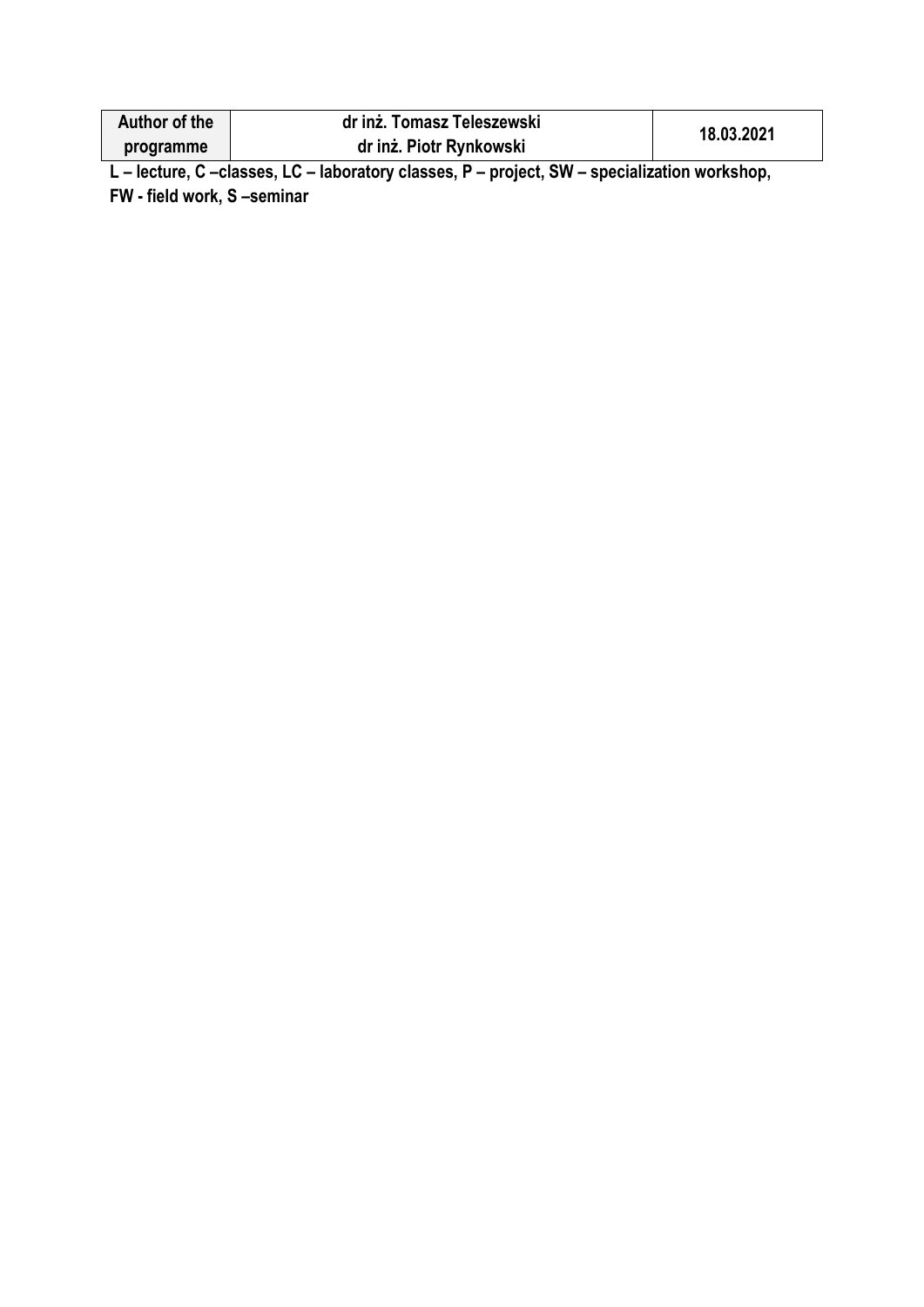| | | |
|---|---|---|
| **Author of the programme** | **dr inż. Tomasz Teleszewski**<br>**dr inż. Piotr Rynkowski** | **18.03.2021** |

**L – lecture, C –classes, LC – laboratory classes, P – project, SW – specialization workshop, FW - field work, S –seminar**